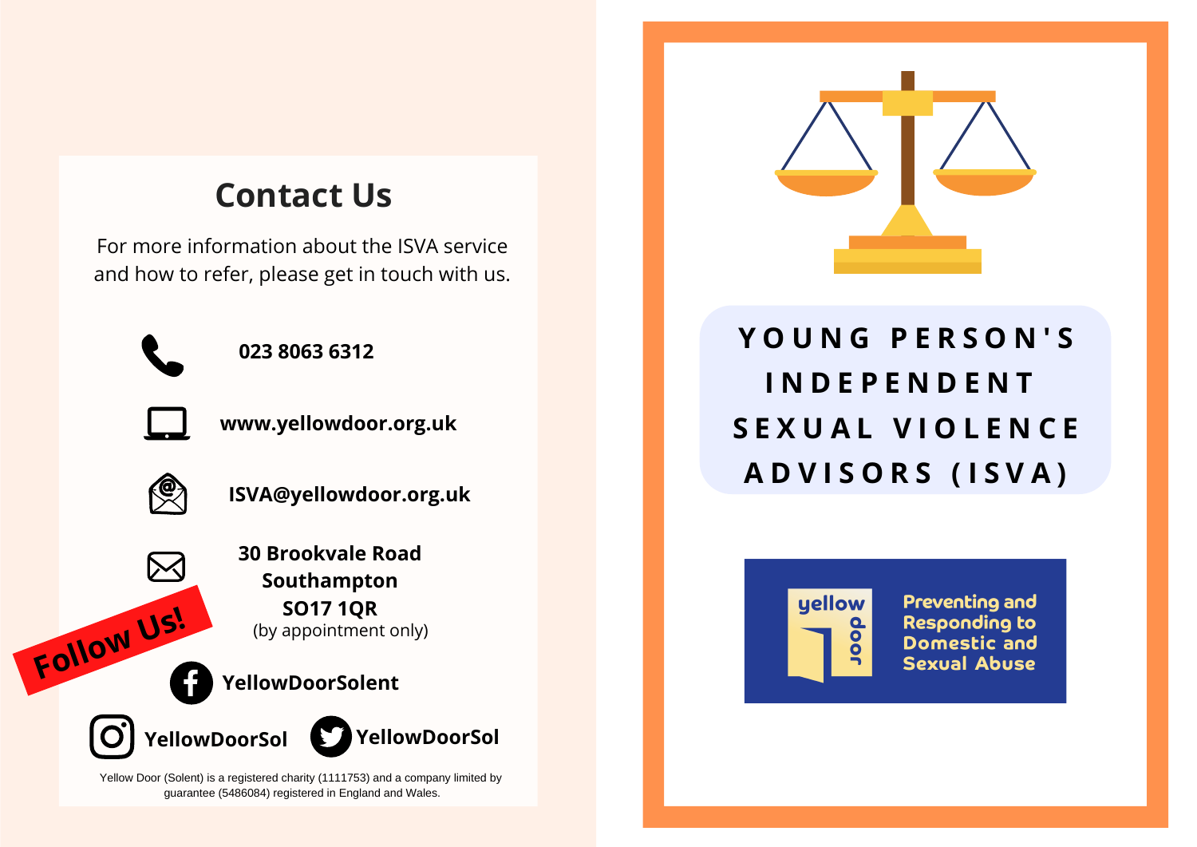## Contact Us

For more information about the ISVA service and how to refer, please get in touch with us.

**023 8063 6312**

**www.yellowdoor.org.uk**

**ISVA@yellowdoor.org.uk**

**30 Brookvale Road**
**Southampton**
**SO17 1QR**
(by appointment only)

**Follow Us!**

**YellowDoorSolent**

**YellowDoorSol**

**YellowDoorSol**

Yellow Door (Solent) is a registered charity (1111753) and a company limited by guarantee (5486084) registered in England and Wales.

# YOUNG PERSON'S INDEPENDENT SEXUAL VIOLENCE ADVISORS (ISVA)

yellow door

Preventing and Responding to Domestic and Sexual Abuse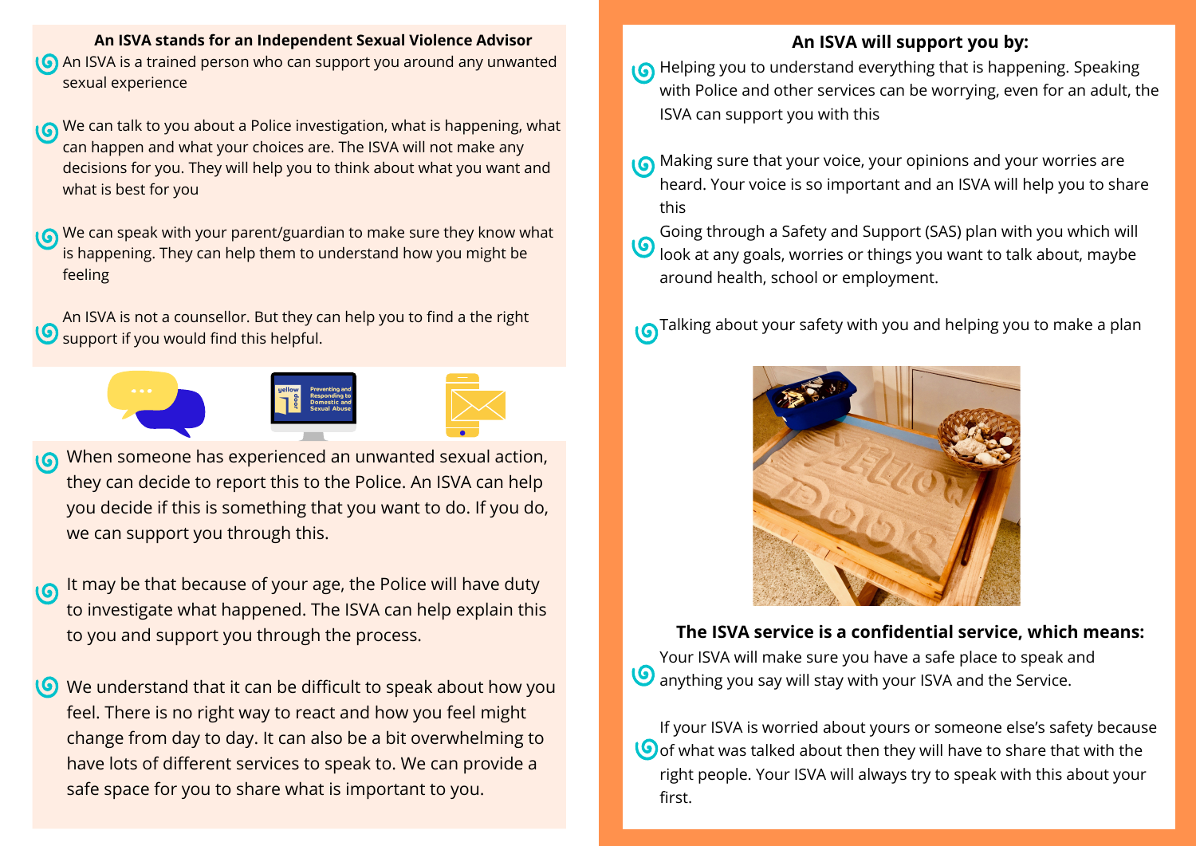**An ISVA stands for an Independent Sexual Violence Advisor**

- An ISVA is a trained person who can support you around any unwanted sexual experience
- We can talk to you about a Police investigation, what is happening, what can happen and what your choices are. The ISVA will not make any decisions for you. They will help you to think about what you want and what is best for you
- We can speak with your parent/guardian to make sure they know what is happening. They can help them to understand how you might be feeling
- An ISVA is not a counsellor. But they can help you to find a the right support if you would find this helpful.

- When someone has experienced an unwanted sexual action, they can decide to report this to the Police. An ISVA can help you decide if this is something that you want to do. If you do, we can support you through this.
- It may be that because of your age, the Police will have duty to investigate what happened. The ISVA can help explain this to you and support you through the process.
- We understand that it can be difficult to speak about how you feel. There is no right way to react and how you feel might change from day to day. It can also be a bit overwhelming to have lots of different services to speak to. We can provide a safe space for you to share what is important to you.

**An ISVA will support you by:**

- Helping you to understand everything that is happening. Speaking with Police and other services can be worrying, even for an adult, the ISVA can support you with this
- Making sure that your voice, your opinions and your worries are heard. Your voice is so important and an ISVA will help you to share this
- Going through a Safety and Support (SAS) plan with you which will look at any goals, worries or things you want to talk about, maybe around health, school or employment.
- Talking about your safety with you and helping you to make a plan

**The ISVA service is a confidential service, which means:**

- Your ISVA will make sure you have a safe place to speak and anything you say will stay with your ISVA and the Service.
- If your ISVA is worried about yours or someone else's safety because of what was talked about then they will have to share that with the right people. Your ISVA will always try to speak with this about your first.